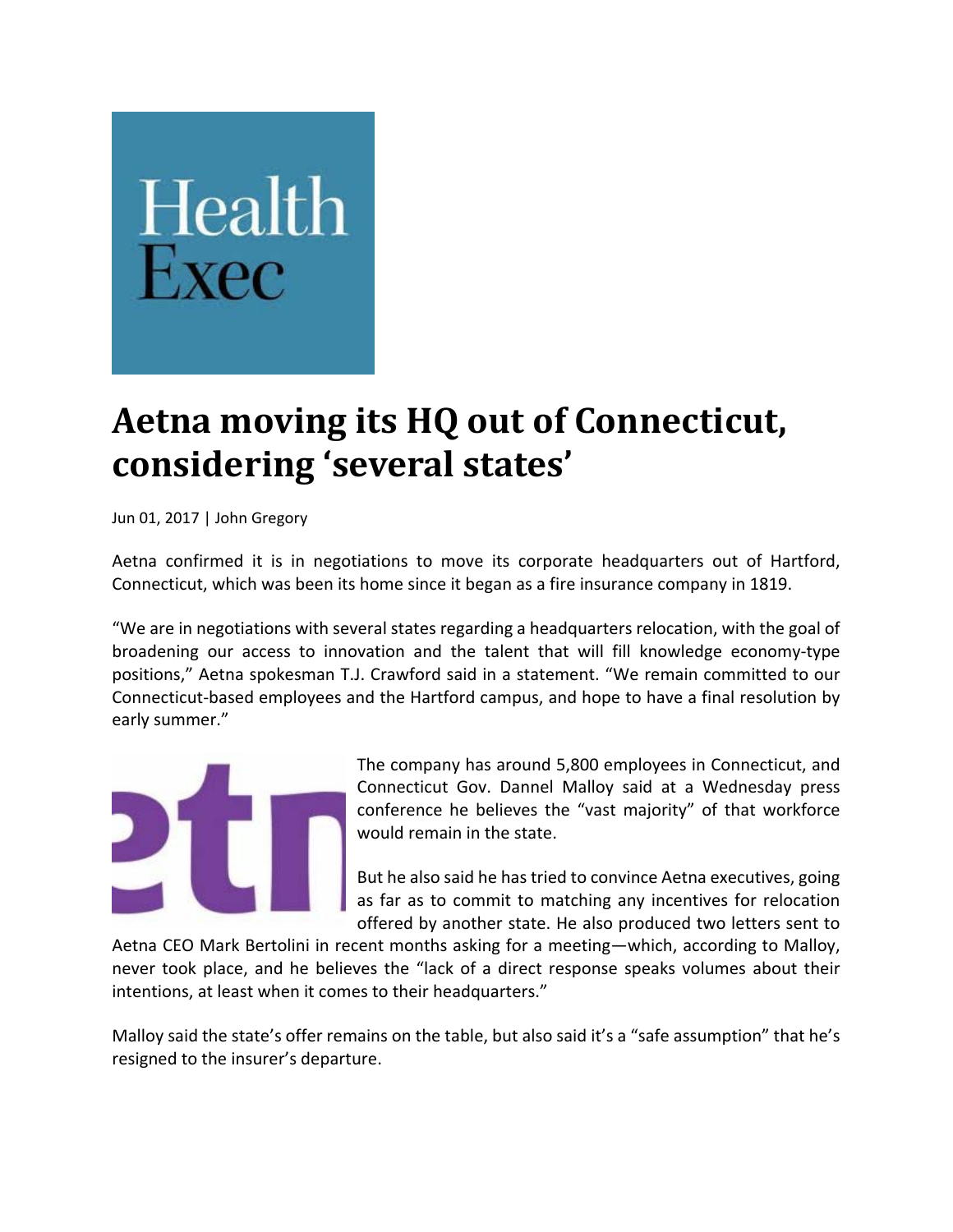Health Exec

# Aetna moving its HQ out of Connecticut, considering 'several states'

Jun 01, 2017 | John Gregory

Aetna confirmed it is in negotiations to move its corporate headquarters out of Hartford, Connecticut, which was been its home since it began as a fire insurance company in 1819.

"We are in negotiations with several states regarding a headquarters relocation, with the goal of broadening our access to innovation and the talent that will fill knowledge economy-type positions," Aetna spokesman T.J. Crawford said in a statement. "We remain committed to our Connecticut-based employees and the Hartford campus, and hope to have a final resolution by early summer."

The company has around 5,800 employees in Connecticut, and Connecticut Gov. Dannel Malloy said at a Wednesday press conference he believes the "vast majority" of that workforce would remain in the state.

But he also said he has tried to convince Aetna executives, going as far as to commit to matching any incentives for relocation offered by another state. He also produced two letters sent to Aetna CEO Mark Bertolini in recent months asking for a meeting—which, according to Malloy, never took place, and he believes the "lack of a direct response speaks volumes about their intentions, at least when it comes to their headquarters."

Malloy said the state's offer remains on the table, but also said it's a "safe assumption" that he's resigned to the insurer's departure.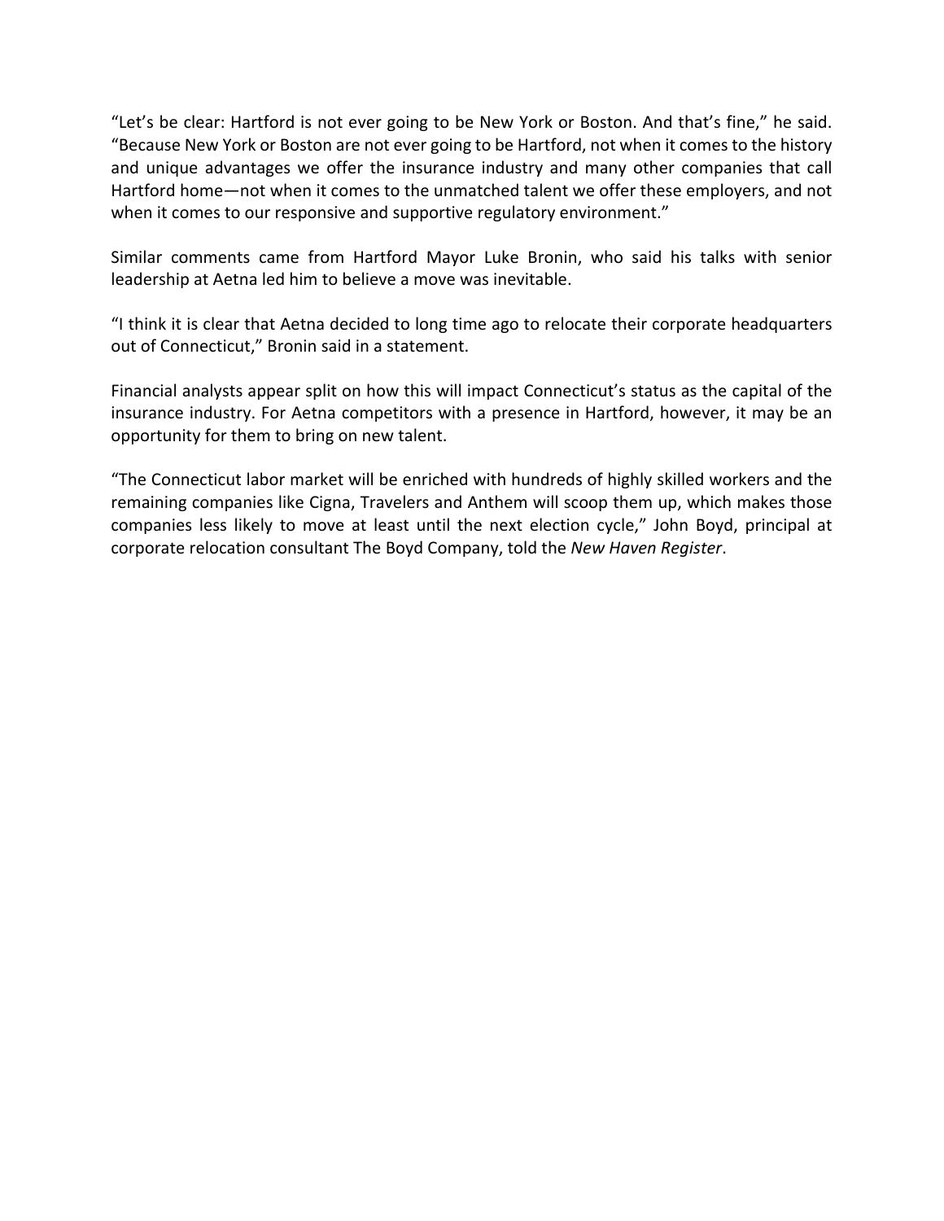"Let's be clear: Hartford is not ever going to be New York or Boston. And that's fine," he said. "Because New York or Boston are not ever going to be Hartford, not when it comes to the history and unique advantages we offer the insurance industry and many other companies that call Hartford home—not when it comes to the unmatched talent we offer these employers, and not when it comes to our responsive and supportive regulatory environment."

Similar comments came from Hartford Mayor Luke Bronin, who said his talks with senior leadership at Aetna led him to believe a move was inevitable.

"I think it is clear that Aetna decided to long time ago to relocate their corporate headquarters out of Connecticut," Bronin said in a statement.

Financial analysts appear split on how this will impact Connecticut's status as the capital of the insurance industry. For Aetna competitors with a presence in Hartford, however, it may be an opportunity for them to bring on new talent.

"The Connecticut labor market will be enriched with hundreds of highly skilled workers and the remaining companies like Cigna, Travelers and Anthem will scoop them up, which makes those companies less likely to move at least until the next election cycle," John Boyd, principal at corporate relocation consultant The Boyd Company, told the *New Haven Register*.